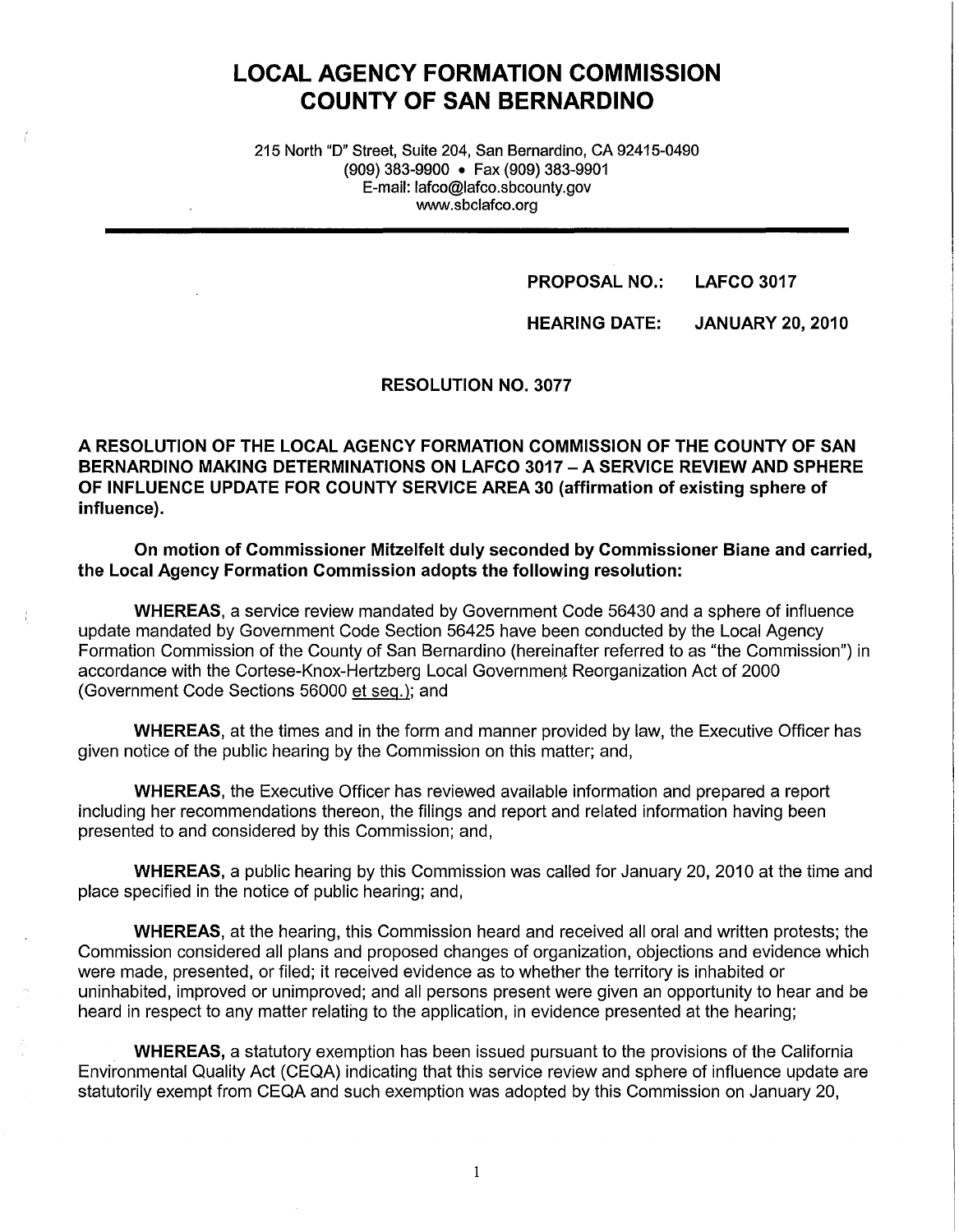# LOCAL AGENCY FORMATION COMMISSION
# COUNTY OF SAN BERNARDINO

215 North "D" Street, Suite 204, San Bernardino, CA 92415-0490
(909) 383-9900 • Fax (909) 383-9901
E-mail: lafco@lafco.sbcounty.gov
www.sbclafco.org

---

**PROPOSAL NO.: LAFCO 3017**

**HEARING DATE: JANUARY 20, 2010**

**RESOLUTION NO. 3077**

**A RESOLUTION OF THE LOCAL AGENCY FORMATION COMMISSION OF THE COUNTY OF SAN BERNARDINO MAKING DETERMINATIONS ON LAFCO 3017 – A SERVICE REVIEW AND SPHERE OF INFLUENCE UPDATE FOR COUNTY SERVICE AREA 30 (affirmation of existing sphere of influence).**

**On motion of Commissioner Mitzelfelt duly seconded by Commissioner Biane and carried, the Local Agency Formation Commission adopts the following resolution:**

**WHEREAS**, a service review mandated by Government Code 56430 and a sphere of influence update mandated by Government Code Section 56425 have been conducted by the Local Agency Formation Commission of the County of San Bernardino (hereinafter referred to as "the Commission") in accordance with the Cortese-Knox-Hertzberg Local Government Reorganization Act of 2000 (Government Code Sections 56000 et seq.); and

**WHEREAS**, at the times and in the form and manner provided by law, the Executive Officer has given notice of the public hearing by the Commission on this matter; and,

**WHEREAS**, the Executive Officer has reviewed available information and prepared a report including her recommendations thereon, the filings and report and related information having been presented to and considered by this Commission; and,

**WHEREAS**, a public hearing by this Commission was called for January 20, 2010 at the time and place specified in the notice of public hearing; and,

**WHEREAS**, at the hearing, this Commission heard and received all oral and written protests; the Commission considered all plans and proposed changes of organization, objections and evidence which were made, presented, or filed; it received evidence as to whether the territory is inhabited or uninhabited, improved or unimproved; and all persons present were given an opportunity to hear and be heard in respect to any matter relating to the application, in evidence presented at the hearing;

**WHEREAS,** a statutory exemption has been issued pursuant to the provisions of the California Environmental Quality Act (CEQA) indicating that this service review and sphere of influence update are statutorily exempt from CEQA and such exemption was adopted by this Commission on January 20,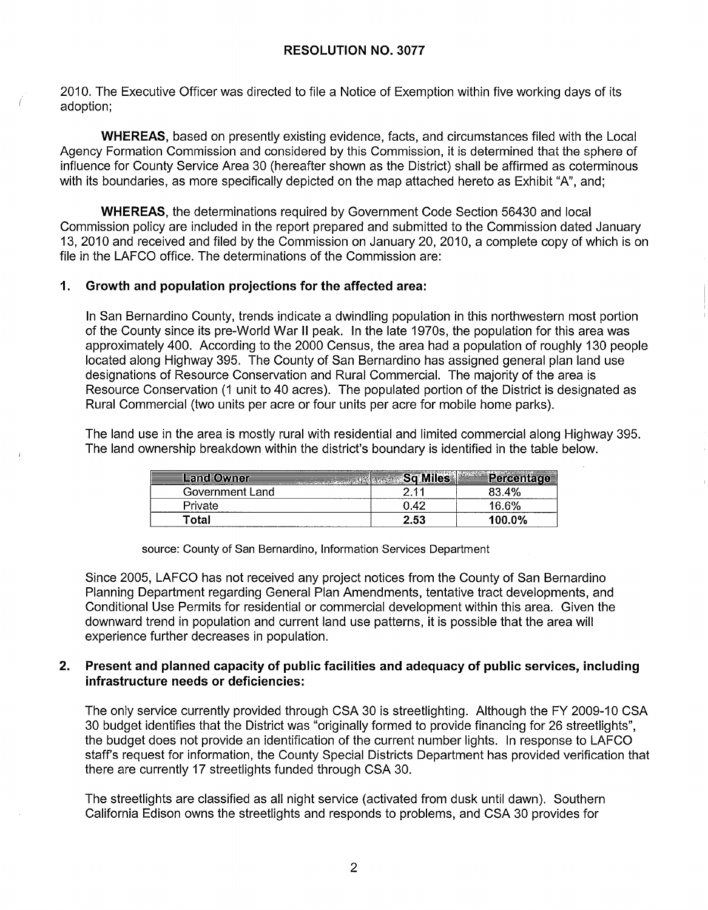# RESOLUTION NO. 3077

2010. The Executive Officer was directed to file a Notice of Exemption within five working days of its adoption;

**WHEREAS**, based on presently existing evidence, facts, and circumstances filed with the Local Agency Formation Commission and considered by this Commission, it is determined that the sphere of influence for County Service Area 30 (hereafter shown as the District) shall be affirmed as coterminous with its boundaries, as more specifically depicted on the map attached hereto as Exhibit "A", and;

**WHEREAS**, the determinations required by Government Code Section 56430 and local Commission policy are included in the report prepared and submitted to the Commission dated January 13, 2010 and received and filed by the Commission on January 20, 2010, a complete copy of which is on file in the LAFCO office. The determinations of the Commission are:

**1. Growth and population projections for the affected area:**

In San Bernardino County, trends indicate a dwindling population in this northwestern most portion of the County since its pre-World War II peak. In the late 1970s, the population for this area was approximately 400. According to the 2000 Census, the area had a population of roughly 130 people located along Highway 395. The County of San Bernardino has assigned general plan land use designations of Resource Conservation and Rural Commercial. The majority of the area is Resource Conservation (1 unit to 40 acres). The populated portion of the District is designated as Rural Commercial (two units per acre or four units per acre for mobile home parks).

The land use in the area is mostly rural with residential and limited commercial along Highway 395. The land ownership breakdown within the district's boundary is identified in the table below.

| Land Owner | Sq Miles | Percentage |
|---|---|---|
| Government Land | 2.11 | 83.4% |
| Private | 0.42 | 16.6% |
| **Total** | **2.53** | **100.0%** |

source: County of San Bernardino, Information Services Department

Since 2005, LAFCO has not received any project notices from the County of San Bernardino Planning Department regarding General Plan Amendments, tentative tract developments, and Conditional Use Permits for residential or commercial development within this area. Given the downward trend in population and current land use patterns, it is possible that the area will experience further decreases in population.

**2. Present and planned capacity of public facilities and adequacy of public services, including infrastructure needs or deficiencies:**

The only service currently provided through CSA 30 is streetlighting. Although the FY 2009-10 CSA 30 budget identifies that the District was "originally formed to provide financing for 26 streetlights", the budget does not provide an identification of the current number lights. In response to LAFCO staff's request for information, the County Special Districts Department has provided verification that there are currently 17 streetlights funded through CSA 30.

The streetlights are classified as all night service (activated from dusk until dawn). Southern California Edison owns the streetlights and responds to problems, and CSA 30 provides for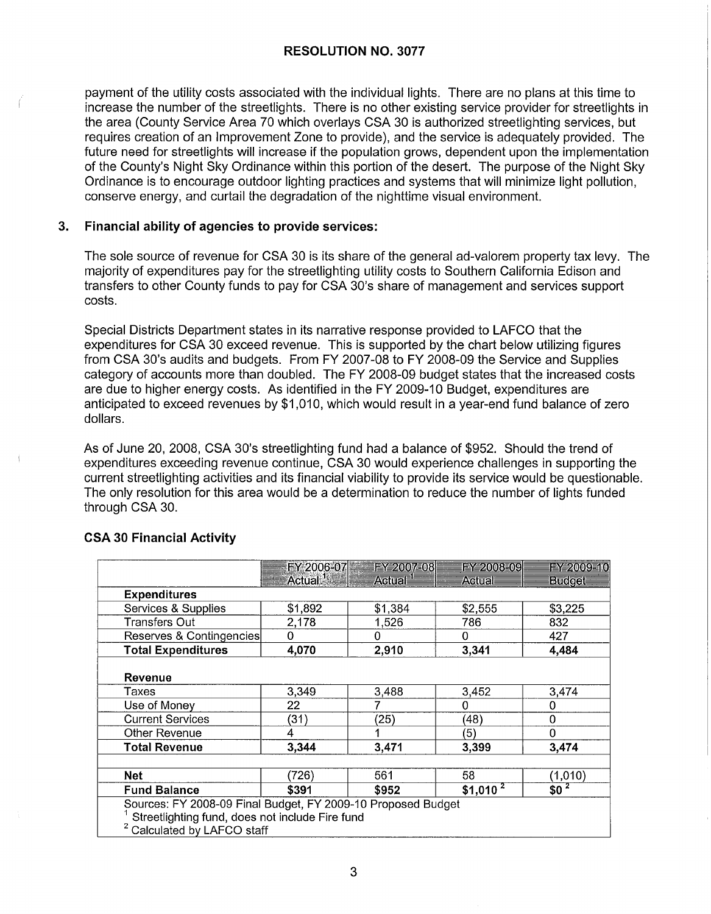## RESOLUTION NO. 3077

payment of the utility costs associated with the individual lights. There are no plans at this time to increase the number of the streetlights. There is no other existing service provider for streetlights in the area (County Service Area 70 which overlays CSA 30 is authorized streetlighting services, but requires creation of an Improvement Zone to provide), and the service is adequately provided. The future need for streetlights will increase if the population grows, dependent upon the implementation of the County's Night Sky Ordinance within this portion of the desert. The purpose of the Night Sky Ordinance is to encourage outdoor lighting practices and systems that will minimize light pollution, conserve energy, and curtail the degradation of the nighttime visual environment.

### 3. Financial ability of agencies to provide services:

The sole source of revenue for CSA 30 is its share of the general ad-valorem property tax levy. The majority of expenditures pay for the streetlighting utility costs to Southern California Edison and transfers to other County funds to pay for CSA 30's share of management and services support costs.

Special Districts Department states in its narrative response provided to LAFCO that the expenditures for CSA 30 exceed revenue. This is supported by the chart below utilizing figures from CSA 30's audits and budgets. From FY 2007-08 to FY 2008-09 the Service and Supplies category of accounts more than doubled. The FY 2008-09 budget states that the increased costs are due to higher energy costs. As identified in the FY 2009-10 Budget, expenditures are anticipated to exceed revenues by $1,010, which would result in a year-end fund balance of zero dollars.

As of June 20, 2008, CSA 30's streetlighting fund had a balance of $952. Should the trend of expenditures exceeding revenue continue, CSA 30 would experience challenges in supporting the current streetlighting activities and its financial viability to provide its service would be questionable. The only resolution for this area would be a determination to reduce the number of lights funded through CSA 30.

### CSA 30 Financial Activity

| | FY 2006-07 Actual [1] | FY 2007-08 Actual [1] | FY 2008-09 Actual | FY 2009-10 Budget |
|---|---|---|---|---|
| **Expenditures** | | | | |
| Services & Supplies | $1,892 | $1,384 | $2,555 | $3,225 |
| Transfers Out | 2,178 | 1,526 | 786 | 832 |
| Reserves & Contingencies | 0 | 0 | 0 | 427 |
| **Total Expenditures** | **4,070** | **2,910** | **3,341** | **4,484** |
| **Revenue** | | | | |
| Taxes | 3,349 | 3,488 | 3,452 | 3,474 |
| Use of Money | 22 | 7 | 0 | 0 |
| Current Services | (31) | (25) | (48) | 0 |
| Other Revenue | 4 | 1 | (5) | 0 |
| **Total Revenue** | **3,344** | **3,471** | **3,399** | **3,474** |
| **Net** | (726) | 561 | 58 | (1,010) |
| **Fund Balance** | **$391** | **$952** | **$1,010 [2]** | **$0 [2]** |

Sources: FY 2008-09 Final Budget, FY 2009-10 Proposed Budget
[1] Streetlighting fund, does not include Fire fund
[2] Calculated by LAFCO staff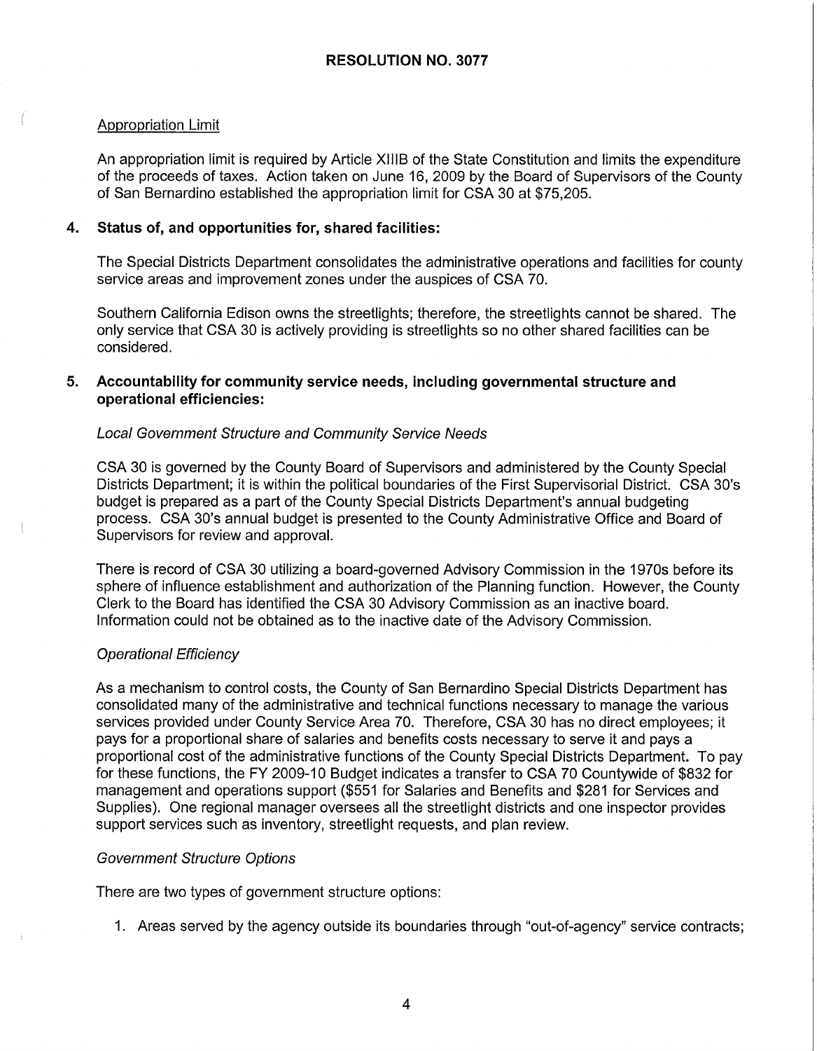**RESOLUTION NO. 3077**

Appropriation Limit

An appropriation limit is required by Article XIIIB of the State Constitution and limits the expenditure of the proceeds of taxes. Action taken on June 16, 2009 by the Board of Supervisors of the County of San Bernardino established the appropriation limit for CSA 30 at $75,205.

**4. Status of, and opportunities for, shared facilities:**

The Special Districts Department consolidates the administrative operations and facilities for county service areas and improvement zones under the auspices of CSA 70.

Southern California Edison owns the streetlights; therefore, the streetlights cannot be shared. The only service that CSA 30 is actively providing is streetlights so no other shared facilities can be considered.

**5. Accountability for community service needs, including governmental structure and operational efficiencies:**

*Local Government Structure and Community Service Needs*

CSA 30 is governed by the County Board of Supervisors and administered by the County Special Districts Department; it is within the political boundaries of the First Supervisorial District. CSA 30's budget is prepared as a part of the County Special Districts Department's annual budgeting process. CSA 30's annual budget is presented to the County Administrative Office and Board of Supervisors for review and approval.

There is record of CSA 30 utilizing a board-governed Advisory Commission in the 1970s before its sphere of influence establishment and authorization of the Planning function. However, the County Clerk to the Board has identified the CSA 30 Advisory Commission as an inactive board. Information could not be obtained as to the inactive date of the Advisory Commission.

*Operational Efficiency*

As a mechanism to control costs, the County of San Bernardino Special Districts Department has consolidated many of the administrative and technical functions necessary to manage the various services provided under County Service Area 70. Therefore, CSA 30 has no direct employees; it pays for a proportional share of salaries and benefits costs necessary to serve it and pays a proportional cost of the administrative functions of the County Special Districts Department. To pay for these functions, the FY 2009-10 Budget indicates a transfer to CSA 70 Countywide of $832 for management and operations support ($551 for Salaries and Benefits and $281 for Services and Supplies). One regional manager oversees all the streetlight districts and one inspector provides support services such as inventory, streetlight requests, and plan review.

*Government Structure Options*

There are two types of government structure options:

1. Areas served by the agency outside its boundaries through "out-of-agency" service contracts;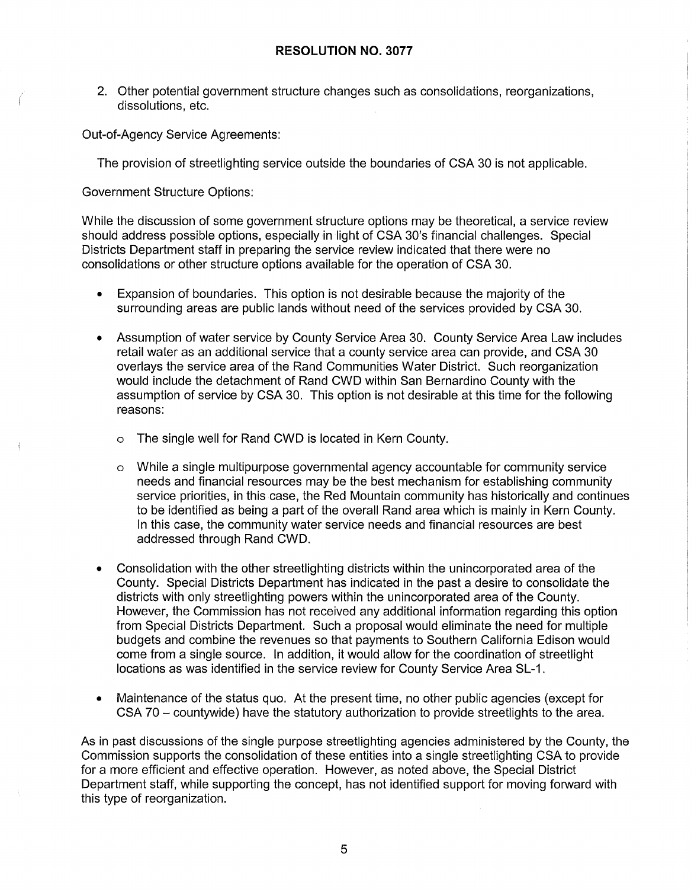2. Other potential government structure changes such as consolidations, reorganizations, dissolutions, etc.

Out-of-Agency Service Agreements:

The provision of streetlighting service outside the boundaries of CSA 30 is not applicable.

Government Structure Options:

While the discussion of some government structure options may be theoretical, a service review should address possible options, especially in light of CSA 30's financial challenges. Special Districts Department staff in preparing the service review indicated that there were no consolidations or other structure options available for the operation of CSA 30.

- Expansion of boundaries. This option is not desirable because the majority of the surrounding areas are public lands without need of the services provided by CSA 30.

- Assumption of water service by County Service Area 30. County Service Area Law includes retail water as an additional service that a county service area can provide, and CSA 30 overlays the service area of the Rand Communities Water District. Such reorganization would include the detachment of Rand CWD within San Bernardino County with the assumption of service by CSA 30. This option is not desirable at this time for the following reasons:

  - The single well for Rand CWD is located in Kern County.

  - While a single multipurpose governmental agency accountable for community service needs and financial resources may be the best mechanism for establishing community service priorities, in this case, the Red Mountain community has historically and continues to be identified as being a part of the overall Rand area which is mainly in Kern County. In this case, the community water service needs and financial resources are best addressed through Rand CWD.

- Consolidation with the other streetlighting districts within the unincorporated area of the County. Special Districts Department has indicated in the past a desire to consolidate the districts with only streetlighting powers within the unincorporated area of the County. However, the Commission has not received any additional information regarding this option from Special Districts Department. Such a proposal would eliminate the need for multiple budgets and combine the revenues so that payments to Southern California Edison would come from a single source. In addition, it would allow for the coordination of streetlight locations as was identified in the service review for County Service Area SL-1.

- Maintenance of the status quo. At the present time, no other public agencies (except for CSA 70 – countywide) have the statutory authorization to provide streetlights to the area.

As in past discussions of the single purpose streetlighting agencies administered by the County, the Commission supports the consolidation of these entities into a single streetlighting CSA to provide for a more efficient and effective operation. However, as noted above, the Special District Department staff, while supporting the concept, has not identified support for moving forward with this type of reorganization.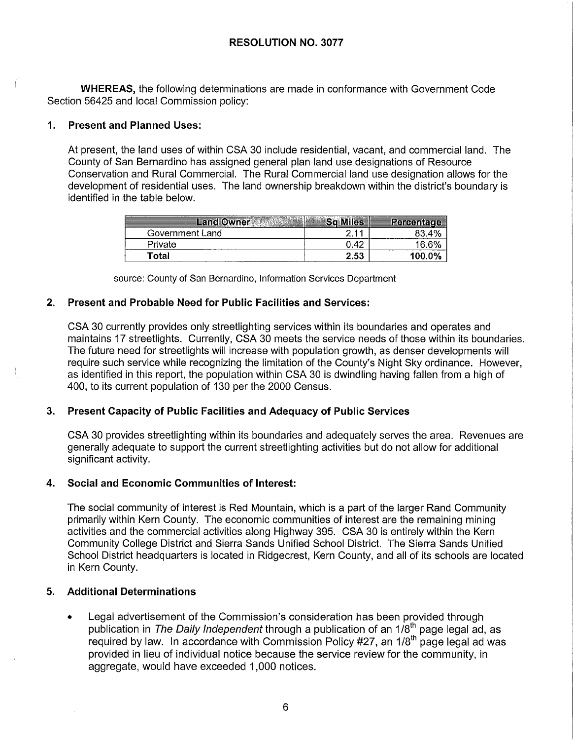**RESOLUTION NO. 3077**

**WHEREAS,** the following determinations are made in conformance with Government Code Section 56425 and local Commission policy:

**1. Present and Planned Uses:**

At present, the land uses of within CSA 30 include residential, vacant, and commercial land. The County of San Bernardino has assigned general plan land use designations of Resource Conservation and Rural Commercial. The Rural Commercial land use designation allows for the development of residential uses. The land ownership breakdown within the district's boundary is identified in the table below.

| Land Owner | Sq Miles | Percentage |
|---|---|---|
| Government Land | 2.11 | 83.4% |
| Private | 0.42 | 16.6% |
| **Total** | **2.53** | **100.0%** |

source: County of San Bernardino, Information Services Department

**2. Present and Probable Need for Public Facilities and Services:**

CSA 30 currently provides only streetlighting services within its boundaries and operates and maintains 17 streetlights. Currently, CSA 30 meets the service needs of those within its boundaries. The future need for streetlights will increase with population growth, as denser developments will require such service while recognizing the limitation of the County's Night Sky ordinance. However, as identified in this report, the population within CSA 30 is dwindling having fallen from a high of 400, to its current population of 130 per the 2000 Census.

**3. Present Capacity of Public Facilities and Adequacy of Public Services**

CSA 30 provides streetlighting within its boundaries and adequately serves the area. Revenues are generally adequate to support the current streetlighting activities but do not allow for additional significant activity.

**4. Social and Economic Communities of Interest:**

The social community of interest is Red Mountain, which is a part of the larger Rand Community primarily within Kern County. The economic communities of interest are the remaining mining activities and the commercial activities along Highway 395. CSA 30 is entirely within the Kern Community College District and Sierra Sands Unified School District. The Sierra Sands Unified School District headquarters is located in Ridgecrest, Kern County, and all of its schools are located in Kern County.

**5. Additional Determinations**

- Legal advertisement of the Commission's consideration has been provided through publication in *The Daily Independent* through a publication of an 1/8th page legal ad, as required by law. In accordance with Commission Policy #27, an 1/8th page legal ad was provided in lieu of individual notice because the service review for the community, in aggregate, would have exceeded 1,000 notices.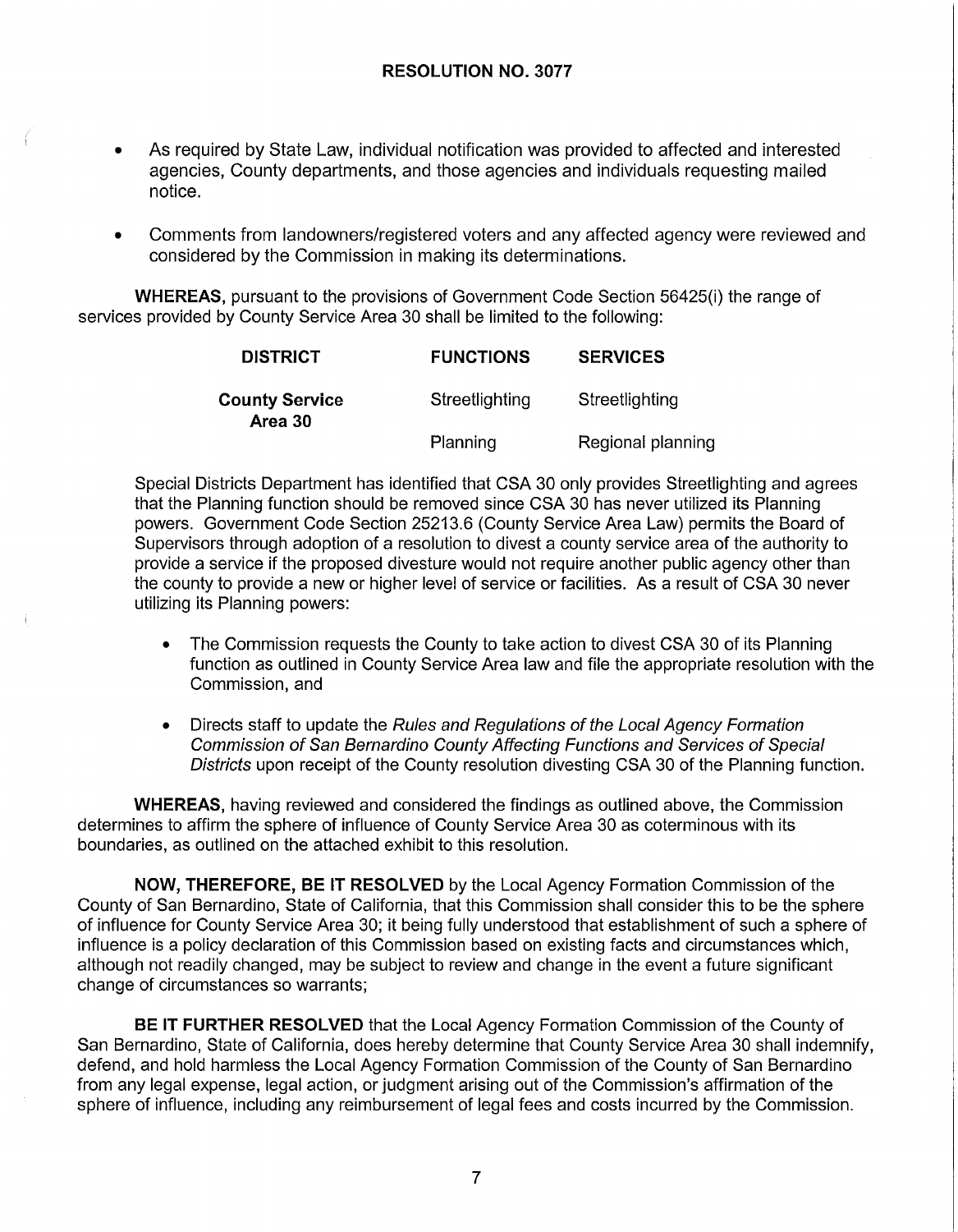**RESOLUTION NO. 3077**

- As required by State Law, individual notification was provided to affected and interested agencies, County departments, and those agencies and individuals requesting mailed notice.
- Comments from landowners/registered voters and any affected agency were reviewed and considered by the Commission in making its determinations.

**WHEREAS,** pursuant to the provisions of Government Code Section 56425(i) the range of services provided by County Service Area 30 shall be limited to the following:

| DISTRICT | FUNCTIONS | SERVICES |
|---|---|---|
| **County Service Area 30** | Streetlighting | Streetlighting |
| | Planning | Regional planning |

Special Districts Department has identified that CSA 30 only provides Streetlighting and agrees that the Planning function should be removed since CSA 30 has never utilized its Planning powers. Government Code Section 25213.6 (County Service Area Law) permits the Board of Supervisors through adoption of a resolution to divest a county service area of the authority to provide a service if the proposed divesture would not require another public agency other than the county to provide a new or higher level of service or facilities. As a result of CSA 30 never utilizing its Planning powers:

- The Commission requests the County to take action to divest CSA 30 of its Planning function as outlined in County Service Area law and file the appropriate resolution with the Commission, and
- Directs staff to update the *Rules and Regulations of the Local Agency Formation Commission of San Bernardino County Affecting Functions and Services of Special Districts* upon receipt of the County resolution divesting CSA 30 of the Planning function.

**WHEREAS,** having reviewed and considered the findings as outlined above, the Commission determines to affirm the sphere of influence of County Service Area 30 as coterminous with its boundaries, as outlined on the attached exhibit to this resolution.

**NOW, THEREFORE, BE IT RESOLVED** by the Local Agency Formation Commission of the County of San Bernardino, State of California, that this Commission shall consider this to be the sphere of influence for County Service Area 30; it being fully understood that establishment of such a sphere of influence is a policy declaration of this Commission based on existing facts and circumstances which, although not readily changed, may be subject to review and change in the event a future significant change of circumstances so warrants;

**BE IT FURTHER RESOLVED** that the Local Agency Formation Commission of the County of San Bernardino, State of California, does hereby determine that County Service Area 30 shall indemnify, defend, and hold harmless the Local Agency Formation Commission of the County of San Bernardino from any legal expense, legal action, or judgment arising out of the Commission's affirmation of the sphere of influence, including any reimbursement of legal fees and costs incurred by the Commission.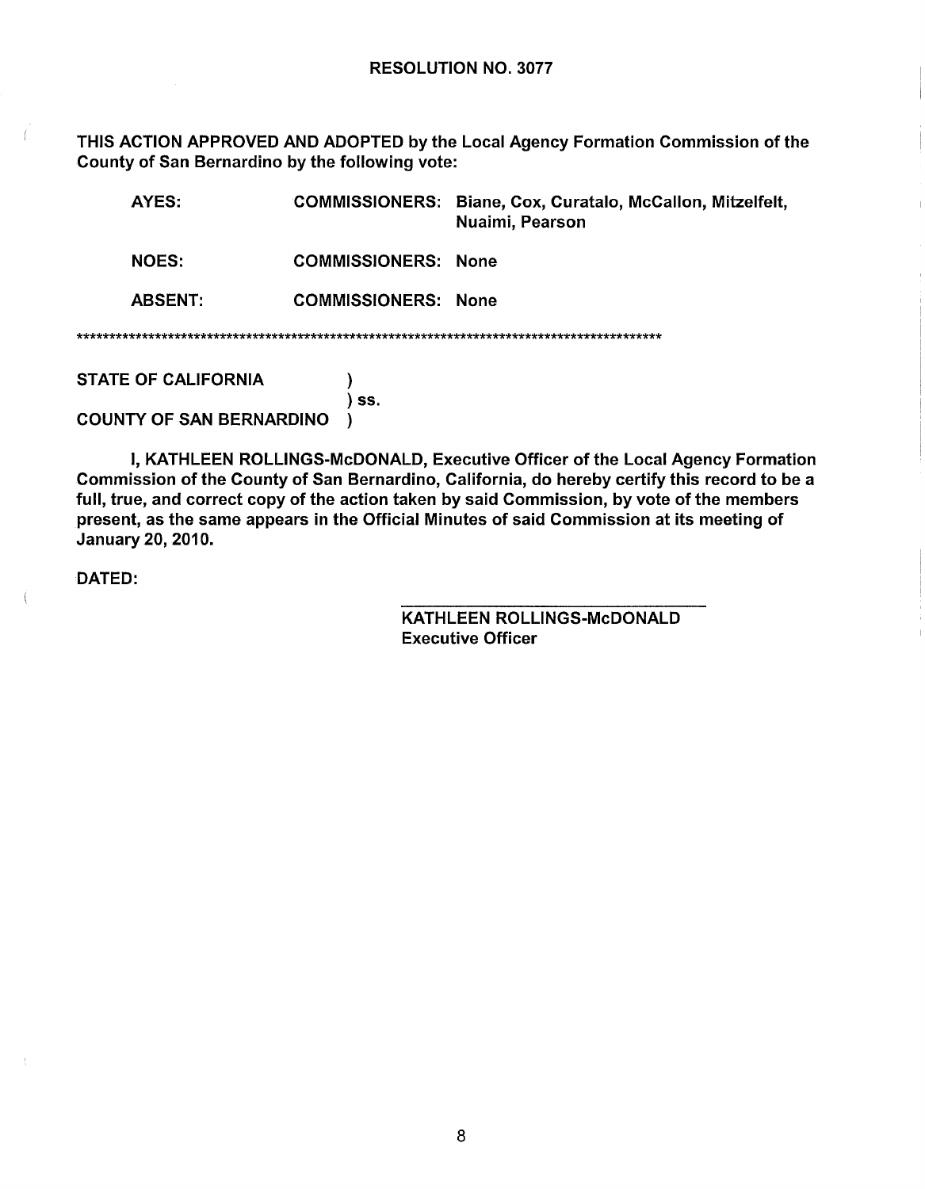**RESOLUTION NO. 3077**

**THIS ACTION APPROVED AND ADOPTED by the Local Agency Formation Commission of the County of San Bernardino by the following vote:**

| | | |
|---|---|---|
| **AYES:** | **COMMISSIONERS:** | **Biane, Cox, Curatalo, McCallon, Mitzelfelt, Nuaimi, Pearson** |
| **NOES:** | **COMMISSIONERS:** | **None** |
| **ABSENT:** | **COMMISSIONERS:** | **None** |

*******************************************************************************************

**STATE OF CALIFORNIA )**
**) ss.**
**COUNTY OF SAN BERNARDINO )**

**I, KATHLEEN ROLLINGS-McDONALD, Executive Officer of the Local Agency Formation Commission of the County of San Bernardino, California, do hereby certify this record to be a full, true, and correct copy of the action taken by said Commission, by vote of the members present, as the same appears in the Official Minutes of said Commission at its meeting of January 20, 2010.**

**DATED:**

**KATHLEEN ROLLINGS-McDONALD**
**Executive Officer**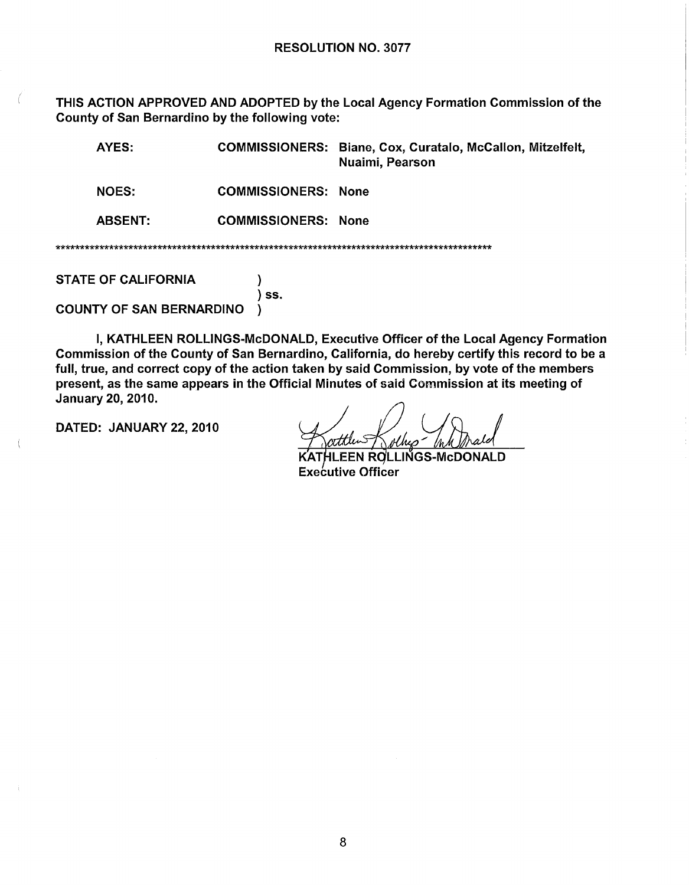**RESOLUTION NO. 3077**

**THIS ACTION APPROVED AND ADOPTED by the Local Agency Formation Commission of the County of San Bernardino by the following vote:**

| | | |
|---|---|---|
| **AYES:** | **COMMISSIONERS:** | **Biane, Cox, Curatalo, McCallon, Mitzelfelt, Nuaimi, Pearson** |
| **NOES:** | **COMMISSIONERS:** | **None** |
| **ABSENT:** | **COMMISSIONERS:** | **None** |

*******************************************************************************************

**STATE OF CALIFORNIA )**
**) ss.**
**COUNTY OF SAN BERNARDINO )**

**I, KATHLEEN ROLLINGS-McDONALD, Executive Officer of the Local Agency Formation Commission of the County of San Bernardino, California, do hereby certify this record to be a full, true, and correct copy of the action taken by said Commission, by vote of the members present, as the same appears in the Official Minutes of said Commission at its meeting of January 20, 2010.**

**DATED: JANUARY 22, 2010**

**KATHLEEN ROLLINGS-McDONALD**
**Executive Officer**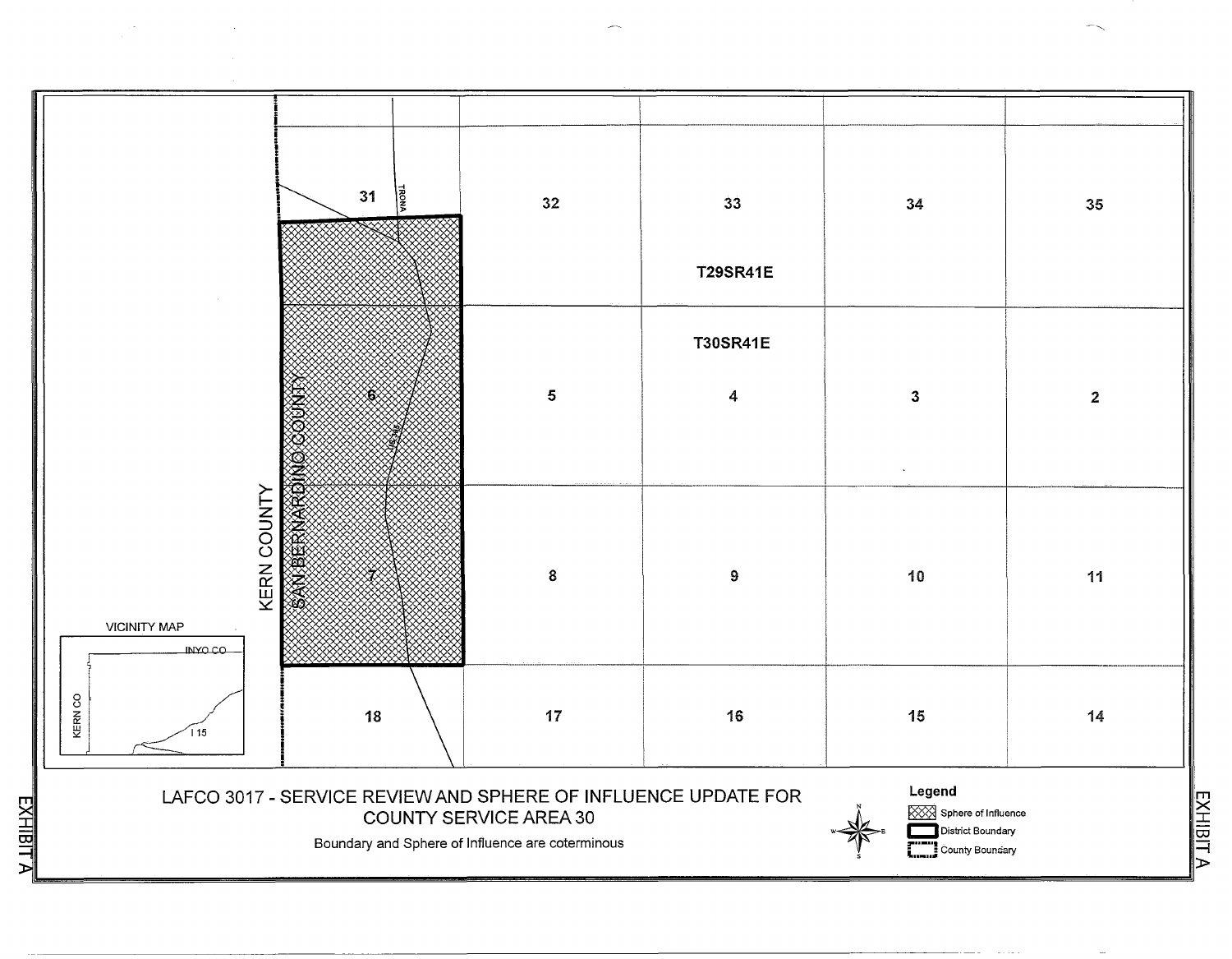31

TRONA

32

33

34

35

T29SR41E

T30SR41E

6

5

4

3

2

US 395

KERN COUNTY

SAN BERNARDINO COUNTY

7

8

9

10

11

VICINITY MAP

INYO CO

KERN CO

I 15

18

17

16

15

14

LAFCO 3017 - SERVICE REVIEW AND SPHERE OF INFLUENCE UPDATE FOR COUNTY SERVICE AREA 30

Boundary and Sphere of Influence are coterminous

N

W

E

S

Legend

Sphere of Influence

District Boundary

County Boundary

EXHIBIT A